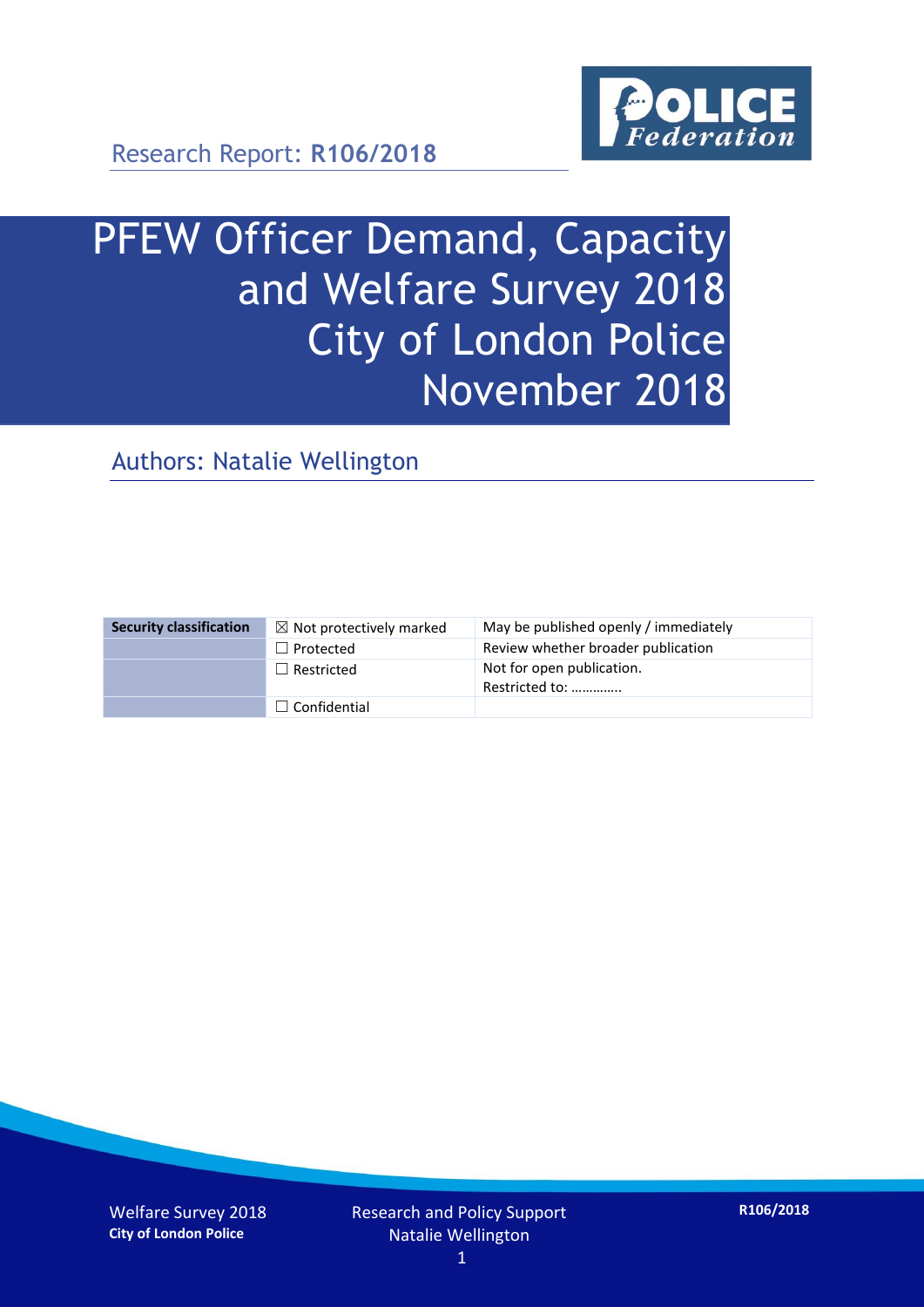Research Report: **R106/2018**

# PFEW Officer Demand, Capacity and Welfare Survey 2018 City of London Police November 2018

## Authors: Natalie Wellington

| Security classification | ☒ Not protectively marked | May be published openly / immediately |
|---|---|---|
| | ☐ Protected | Review whether broader publication |
| | ☐ Restricted | Not for open publication. Restricted to: ………….. |
| | ☐ Confidential | |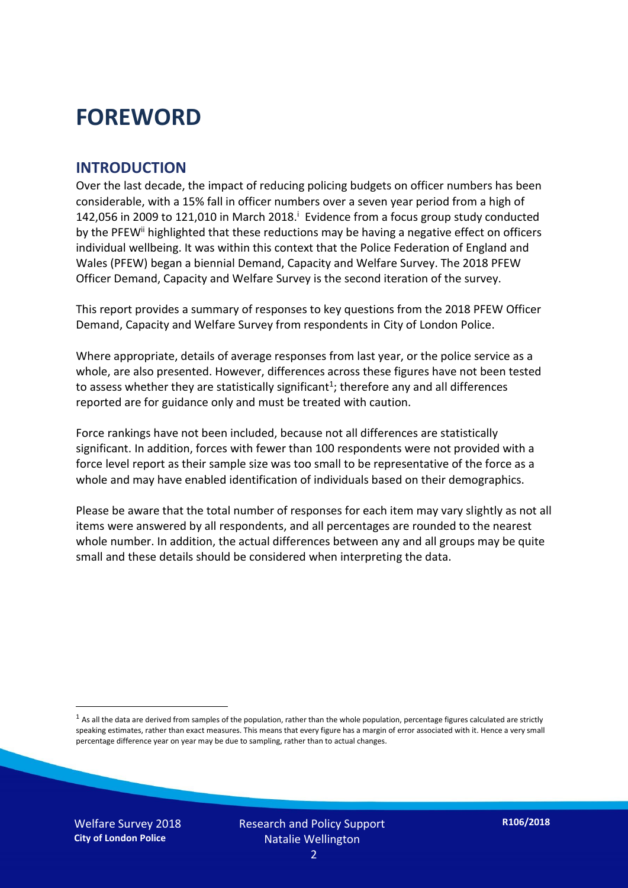# FOREWORD

## INTRODUCTION

Over the last decade, the impact of reducing policing budgets on officer numbers has been considerable, with a 15% fall in officer numbers over a seven year period from a high of 142,056 in 2009 to 121,010 in March 2018.[i] Evidence from a focus group study conducted by the PFEW[ii] highlighted that these reductions may be having a negative effect on officers individual wellbeing. It was within this context that the Police Federation of England and Wales (PFEW) began a biennial Demand, Capacity and Welfare Survey. The 2018 PFEW Officer Demand, Capacity and Welfare Survey is the second iteration of the survey.

This report provides a summary of responses to key questions from the 2018 PFEW Officer Demand, Capacity and Welfare Survey from respondents in City of London Police.

Where appropriate, details of average responses from last year, or the police service as a whole, are also presented. However, differences across these figures have not been tested to assess whether they are statistically significant[1]; therefore any and all differences reported are for guidance only and must be treated with caution.

Force rankings have not been included, because not all differences are statistically significant. In addition, forces with fewer than 100 respondents were not provided with a force level report as their sample size was too small to be representative of the force as a whole and may have enabled identification of individuals based on their demographics.

Please be aware that the total number of responses for each item may vary slightly as not all items were answered by all respondents, and all percentages are rounded to the nearest whole number. In addition, the actual differences between any and all groups may be quite small and these details should be considered when interpreting the data.

[1] As all the data are derived from samples of the population, rather than the whole population, percentage figures calculated are strictly speaking estimates, rather than exact measures. This means that every figure has a margin of error associated with it. Hence a very small percentage difference year on year may be due to sampling, rather than to actual changes.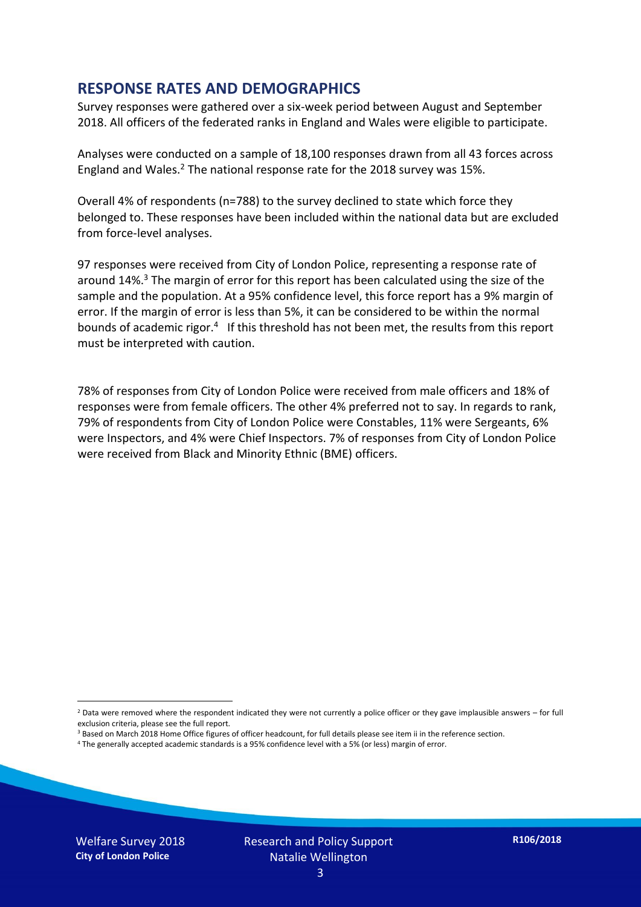## RESPONSE RATES AND DEMOGRAPHICS

Survey responses were gathered over a six-week period between August and September 2018. All officers of the federated ranks in England and Wales were eligible to participate.

Analyses were conducted on a sample of 18,100 responses drawn from all 43 forces across England and Wales.[2] The national response rate for the 2018 survey was 15%.

Overall 4% of respondents (n=788) to the survey declined to state which force they belonged to. These responses have been included within the national data but are excluded from force-level analyses.

97 responses were received from City of London Police, representing a response rate of around 14%.[3] The margin of error for this report has been calculated using the size of the sample and the population. At a 95% confidence level, this force report has a 9% margin of error. If the margin of error is less than 5%, it can be considered to be within the normal bounds of academic rigor.[4] If this threshold has not been met, the results from this report must be interpreted with caution.

78% of responses from City of London Police were received from male officers and 18% of responses were from female officers. The other 4% preferred not to say. In regards to rank, 79% of respondents from City of London Police were Constables, 11% were Sergeants, 6% were Inspectors, and 4% were Chief Inspectors. 7% of responses from City of London Police were received from Black and Minority Ethnic (BME) officers.

---

[2] Data were removed where the respondent indicated they were not currently a police officer or they gave implausible answers – for full exclusion criteria, please see the full report.

[3] Based on March 2018 Home Office figures of officer headcount, for full details please see item ii in the reference section.

[4] The generally accepted academic standards is a 95% confidence level with a 5% (or less) margin of error.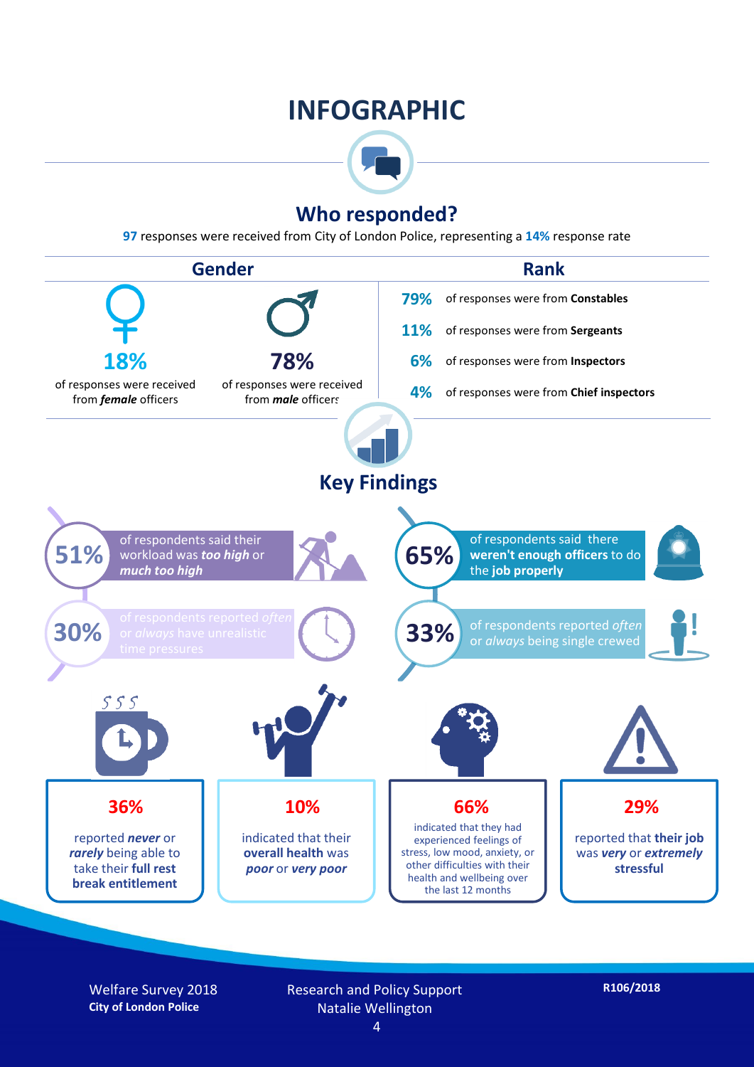# INFOGRAPHIC

## Who responded?

**97** responses were received from City of London Police, representing a **14%** response rate

### Gender

**18%** of responses were received from ***female*** officers

**78%** of responses were received from ***male*** officers

### Rank

- **79%** of responses were from **Constables**
- **11%** of responses were from **Sergeants**
- **6%** of responses were from **Inspectors**
- **4%** of responses were from **Chief inspectors**

## Key Findings

**51%** of respondents said their workload was ***too high*** or ***much too high***

**65%** of respondents said there **weren't enough officers** to do the **job properly**

**30%** of respondents reported *often* or *always* have unrealistic time pressures

**33%** of respondents reported *often* or *always* being single crewed

**36%** reported ***never*** or ***rarely*** being able to take their **full rest break entitlement**

**10%** indicated that their **overall health** was ***poor*** or ***very poor***

**66%** indicated that they had experienced feelings of stress, low mood, anxiety, or other difficulties with their health and wellbeing over the last 12 months

**29%** reported that **their job** was ***very*** or ***extremely*** **stressful**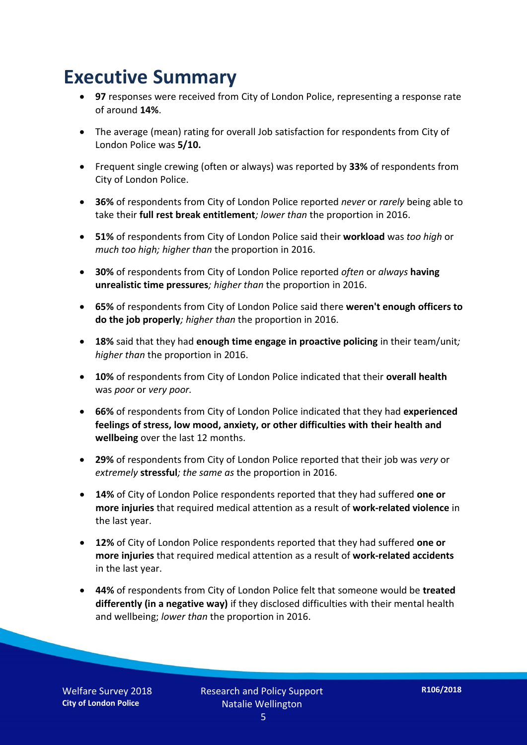# Executive Summary

- **97** responses were received from City of London Police, representing a response rate of around **14%**.
- The average (mean) rating for overall Job satisfaction for respondents from City of London Police was **5/10.**
- Frequent single crewing (often or always) was reported by **33%** of respondents from City of London Police.
- **36%** of respondents from City of London Police reported *never* or *rarely* being able to take their **full rest break entitlement***; lower than* the proportion in 2016.
- **51%** of respondents from City of London Police said their **workload** was *too high* or *much too high; higher than* the proportion in 2016.
- **30%** of respondents from City of London Police reported *often* or *always* **having unrealistic time pressures***; higher than* the proportion in 2016.
- **65%** of respondents from City of London Police said there **weren't enough officers to do the job properly***; higher than* the proportion in 2016.
- **18%** said that they had **enough time engage in proactive policing** in their team/unit*; higher than* the proportion in 2016.
- **10%** of respondents from City of London Police indicated that their **overall health** was *poor* or *very poor.*
- **66%** of respondents from City of London Police indicated that they had **experienced feelings of stress, low mood, anxiety, or other difficulties with their health and wellbeing** over the last 12 months.
- **29%** of respondents from City of London Police reported that their job was *very* or *extremely* **stressful***; the same as* the proportion in 2016.
- **14%** of City of London Police respondents reported that they had suffered **one or more injuries** that required medical attention as a result of **work-related violence** in the last year.
- **12%** of City of London Police respondents reported that they had suffered **one or more injuries** that required medical attention as a result of **work-related accidents** in the last year.
- **44%** of respondents from City of London Police felt that someone would be **treated differently (in a negative way)** if they disclosed difficulties with their mental health and wellbeing; *lower than* the proportion in 2016.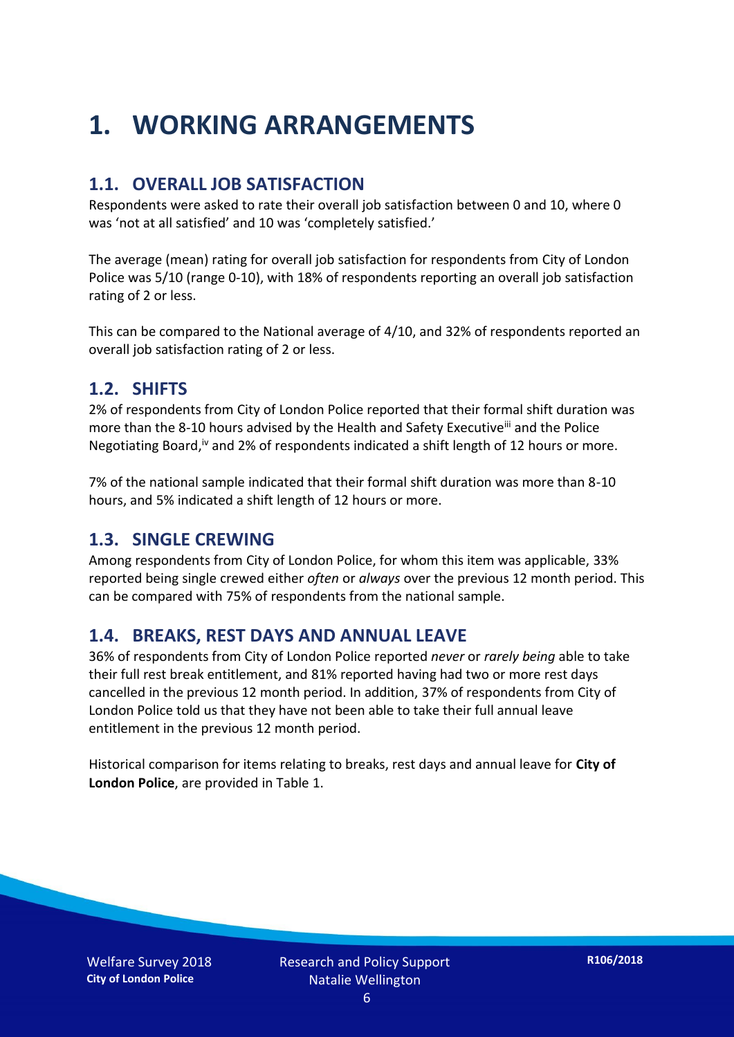# 1. WORKING ARRANGEMENTS

## 1.1. OVERALL JOB SATISFACTION

Respondents were asked to rate their overall job satisfaction between 0 and 10, where 0 was 'not at all satisfied' and 10 was 'completely satisfied.'

The average (mean) rating for overall job satisfaction for respondents from City of London Police was 5/10 (range 0-10), with 18% of respondents reporting an overall job satisfaction rating of 2 or less.

This can be compared to the National average of 4/10, and 32% of respondents reported an overall job satisfaction rating of 2 or less.

## 1.2. SHIFTS

2% of respondents from City of London Police reported that their formal shift duration was more than the 8-10 hours advised by the Health and Safety Executive[iii] and the Police Negotiating Board,[iv] and 2% of respondents indicated a shift length of 12 hours or more.

7% of the national sample indicated that their formal shift duration was more than 8-10 hours, and 5% indicated a shift length of 12 hours or more.

## 1.3. SINGLE CREWING

Among respondents from City of London Police, for whom this item was applicable, 33% reported being single crewed either *often* or *always* over the previous 12 month period. This can be compared with 75% of respondents from the national sample.

## 1.4. BREAKS, REST DAYS AND ANNUAL LEAVE

36% of respondents from City of London Police reported *never* or *rarely being* able to take their full rest break entitlement, and 81% reported having had two or more rest days cancelled in the previous 12 month period. In addition, 37% of respondents from City of London Police told us that they have not been able to take their full annual leave entitlement in the previous 12 month period.

Historical comparison for items relating to breaks, rest days and annual leave for **City of London Police**, are provided in Table 1.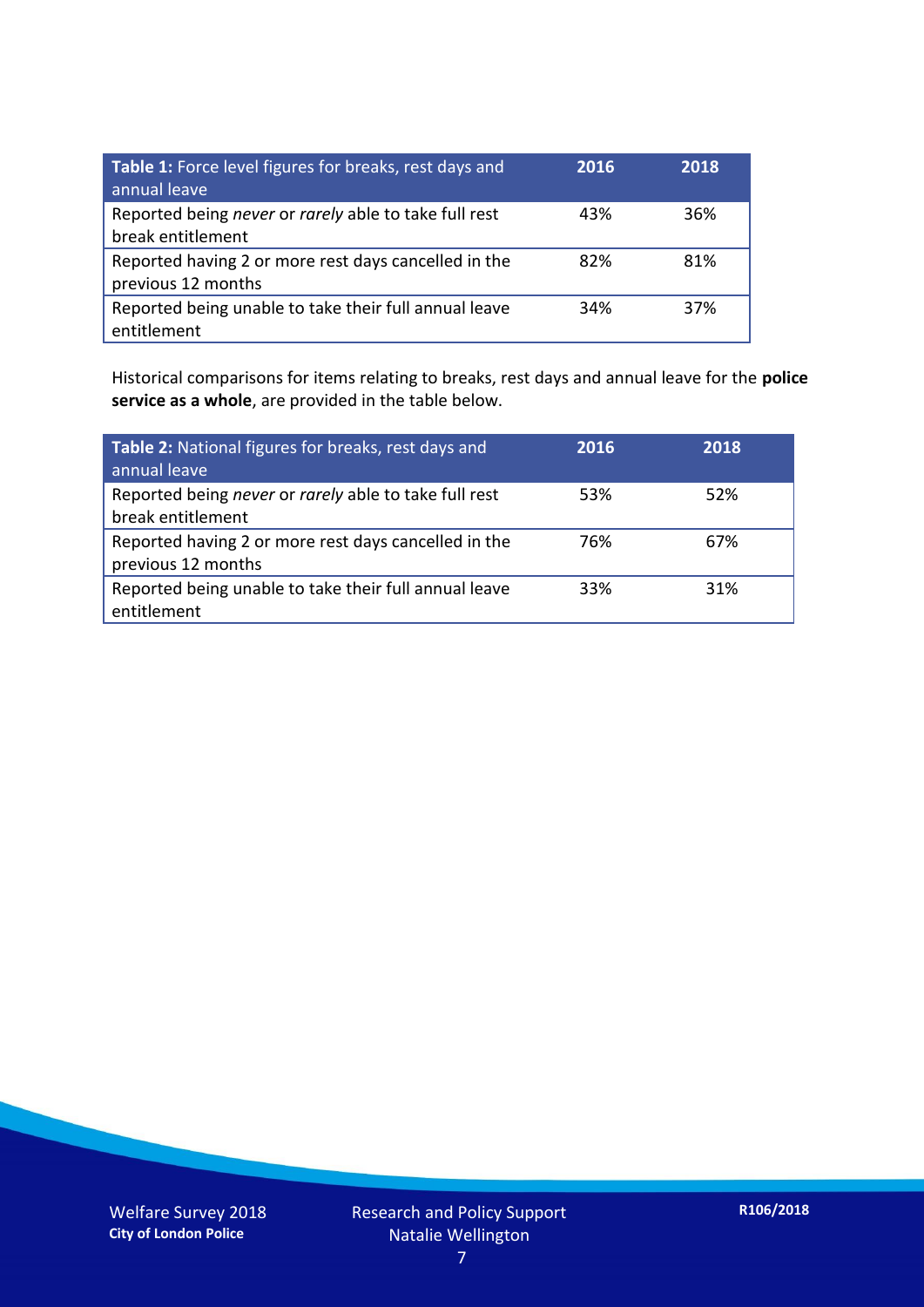| **Table 1:** Force level figures for breaks, rest days and annual leave | **2016** | **2018** |
|---|---|---|
| Reported being *never* or *rarely* able to take full rest break entitlement | 43% | 36% |
| Reported having 2 or more rest days cancelled in the previous 12 months | 82% | 81% |
| Reported being unable to take their full annual leave entitlement | 34% | 37% |

Historical comparisons for items relating to breaks, rest days and annual leave for the **police service as a whole**, are provided in the table below.

| **Table 2:** National figures for breaks, rest days and annual leave | **2016** | **2018** |
|---|---|---|
| Reported being *never* or *rarely* able to take full rest break entitlement | 53% | 52% |
| Reported having 2 or more rest days cancelled in the previous 12 months | 76% | 67% |
| Reported being unable to take their full annual leave entitlement | 33% | 31% |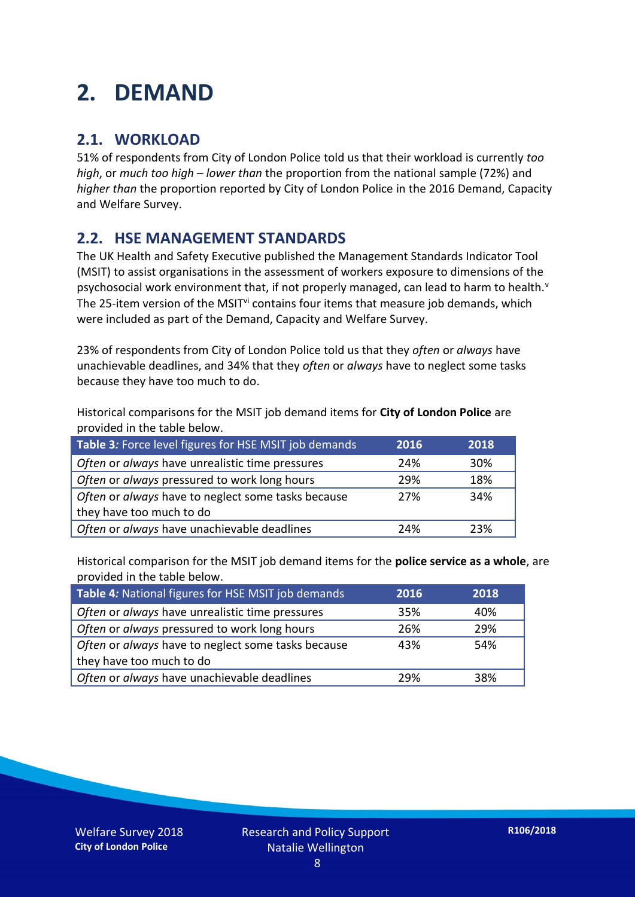# 2. DEMAND

## 2.1. WORKLOAD

51% of respondents from City of London Police told us that their workload is currently *too high*, or *much too high* – *lower than* the proportion from the national sample (72%) and *higher than* the proportion reported by City of London Police in the 2016 Demand, Capacity and Welfare Survey.

## 2.2. HSE MANAGEMENT STANDARDS

The UK Health and Safety Executive published the Management Standards Indicator Tool (MSIT) to assist organisations in the assessment of workers exposure to dimensions of the psychosocial work environment that, if not properly managed, can lead to harm to health.[v] The 25-item version of the MSIT[vi] contains four items that measure job demands, which were included as part of the Demand, Capacity and Welfare Survey.

23% of respondents from City of London Police told us that they *often* or *always* have unachievable deadlines, and 34% that they *often* or *always* have to neglect some tasks because they have too much to do.

Historical comparisons for the MSIT job demand items for **City of London Police** are provided in the table below.

| *Table 3:* Force level figures for HSE MSIT job demands | 2016 | 2018 |
|---|---|---|
| *Often* or *always* have unrealistic time pressures | 24% | 30% |
| *Often* or *always* pressured to work long hours | 29% | 18% |
| *Often* or *always* have to neglect some tasks because they have too much to do | 27% | 34% |
| *Often* or *always* have unachievable deadlines | 24% | 23% |

Historical comparison for the MSIT job demand items for the **police service as a whole**, are provided in the table below.

| *Table 4:* National figures for HSE MSIT job demands | 2016 | 2018 |
|---|---|---|
| *Often* or *always* have unrealistic time pressures | 35% | 40% |
| *Often* or *always* pressured to work long hours | 26% | 29% |
| *Often* or *always* have to neglect some tasks because they have too much to do | 43% | 54% |
| *Often* or *always* have unachievable deadlines | 29% | 38% |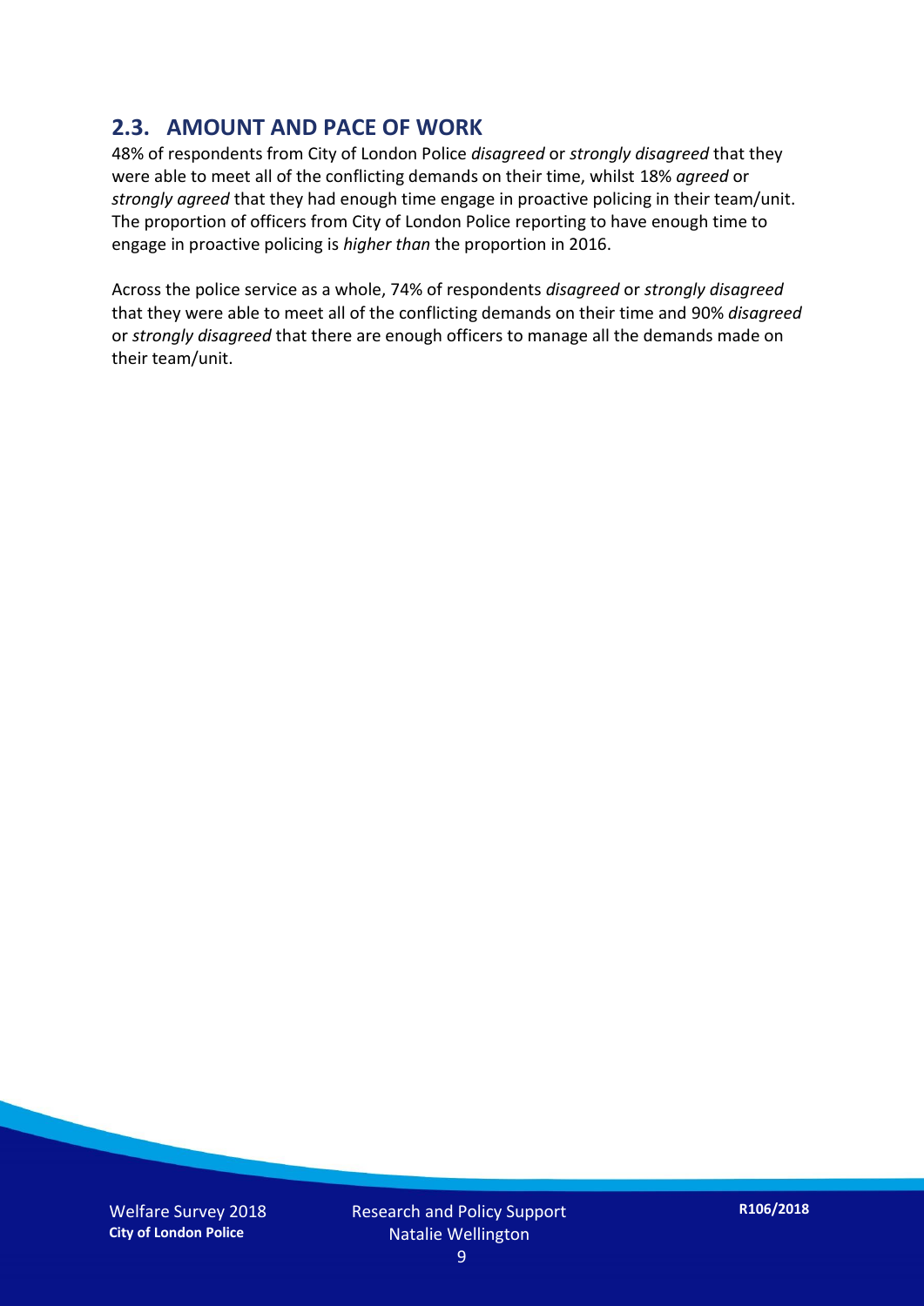## 2.3. AMOUNT AND PACE OF WORK

48% of respondents from City of London Police *disagreed* or *strongly disagreed* that they were able to meet all of the conflicting demands on their time, whilst 18% *agreed* or *strongly agreed* that they had enough time engage in proactive policing in their team/unit. The proportion of officers from City of London Police reporting to have enough time to engage in proactive policing is *higher than* the proportion in 2016.

Across the police service as a whole, 74% of respondents *disagreed* or *strongly disagreed* that they were able to meet all of the conflicting demands on their time and 90% *disagreed* or *strongly disagreed* that there are enough officers to manage all the demands made on their team/unit.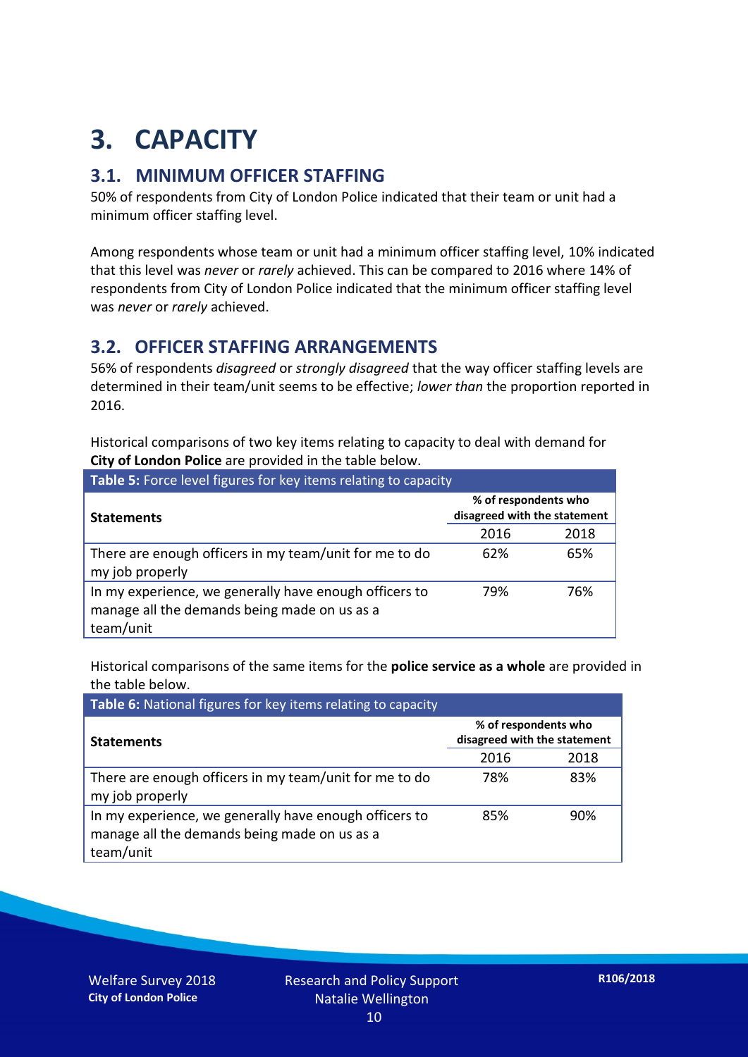# 3. CAPACITY

## 3.1. MINIMUM OFFICER STAFFING

50% of respondents from City of London Police indicated that their team or unit had a minimum officer staffing level.

Among respondents whose team or unit had a minimum officer staffing level, 10% indicated that this level was *never* or *rarely* achieved. This can be compared to 2016 where 14% of respondents from City of London Police indicated that the minimum officer staffing level was *never* or *rarely* achieved.

## 3.2. OFFICER STAFFING ARRANGEMENTS

56% of respondents *disagreed* or *strongly disagreed* that the way officer staffing levels are determined in their team/unit seems to be effective; *lower than* the proportion reported in 2016.

Historical comparisons of two key items relating to capacity to deal with demand for **City of London Police** are provided in the table below.

**Table 5:** Force level figures for key items relating to capacity

| Statements | % of respondents who disagreed with the statement | |
|---|---|---|
| | 2016 | 2018 |
| There are enough officers in my team/unit for me to do my job properly | 62% | 65% |
| In my experience, we generally have enough officers to manage all the demands being made on us as a team/unit | 79% | 76% |

Historical comparisons of the same items for the **police service as a whole** are provided in the table below.

**Table 6:** National figures for key items relating to capacity

| Statements | % of respondents who disagreed with the statement | |
|---|---|---|
| | 2016 | 2018 |
| There are enough officers in my team/unit for me to do my job properly | 78% | 83% |
| In my experience, we generally have enough officers to manage all the demands being made on us as a team/unit | 85% | 90% |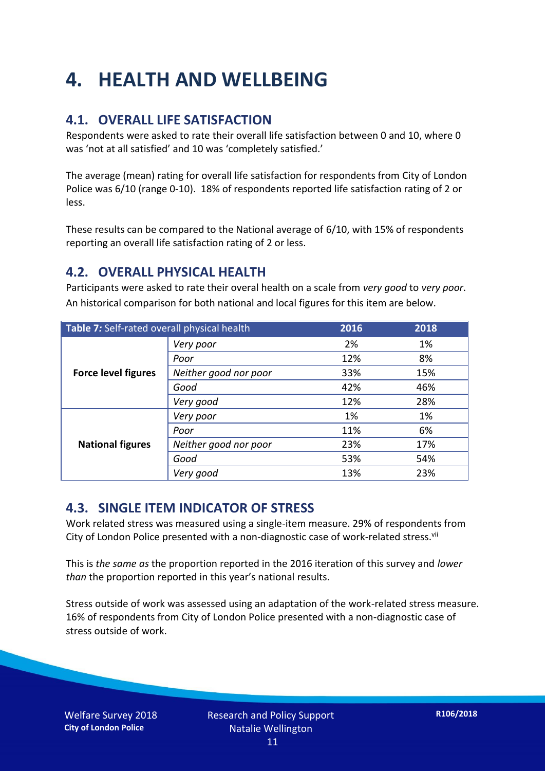# 4. HEALTH AND WELLBEING

## 4.1. OVERALL LIFE SATISFACTION

Respondents were asked to rate their overall life satisfaction between 0 and 10, where 0 was 'not at all satisfied' and 10 was 'completely satisfied.'

The average (mean) rating for overall life satisfaction for respondents from City of London Police was 6/10 (range 0-10). 18% of respondents reported life satisfaction rating of 2 or less.

These results can be compared to the National average of 6/10, with 15% of respondents reporting an overall life satisfaction rating of 2 or less.

## 4.2. OVERALL PHYSICAL HEALTH

Participants were asked to rate their overal health on a scale from *very good* to *very poor*. An historical comparison for both national and local figures for this item are below.

| **Table 7:** Self-rated overall physical health | | 2016 | 2018 |
|---|---|---|---|
| **Force level figures** | *Very poor* | 2% | 1% |
| | *Poor* | 12% | 8% |
| | *Neither good nor poor* | 33% | 15% |
| | *Good* | 42% | 46% |
| | *Very good* | 12% | 28% |
| **National figures** | *Very poor* | 1% | 1% |
| | *Poor* | 11% | 6% |
| | *Neither good nor poor* | 23% | 17% |
| | *Good* | 53% | 54% |
| | *Very good* | 13% | 23% |

## 4.3. SINGLE ITEM INDICATOR OF STRESS

Work related stress was measured using a single-item measure. 29% of respondents from City of London Police presented with a non-diagnostic case of work-related stress.[vii]

This is *the same as* the proportion reported in the 2016 iteration of this survey and *lower than* the proportion reported in this year's national results.

Stress outside of work was assessed using an adaptation of the work-related stress measure. 16% of respondents from City of London Police presented with a non-diagnostic case of stress outside of work.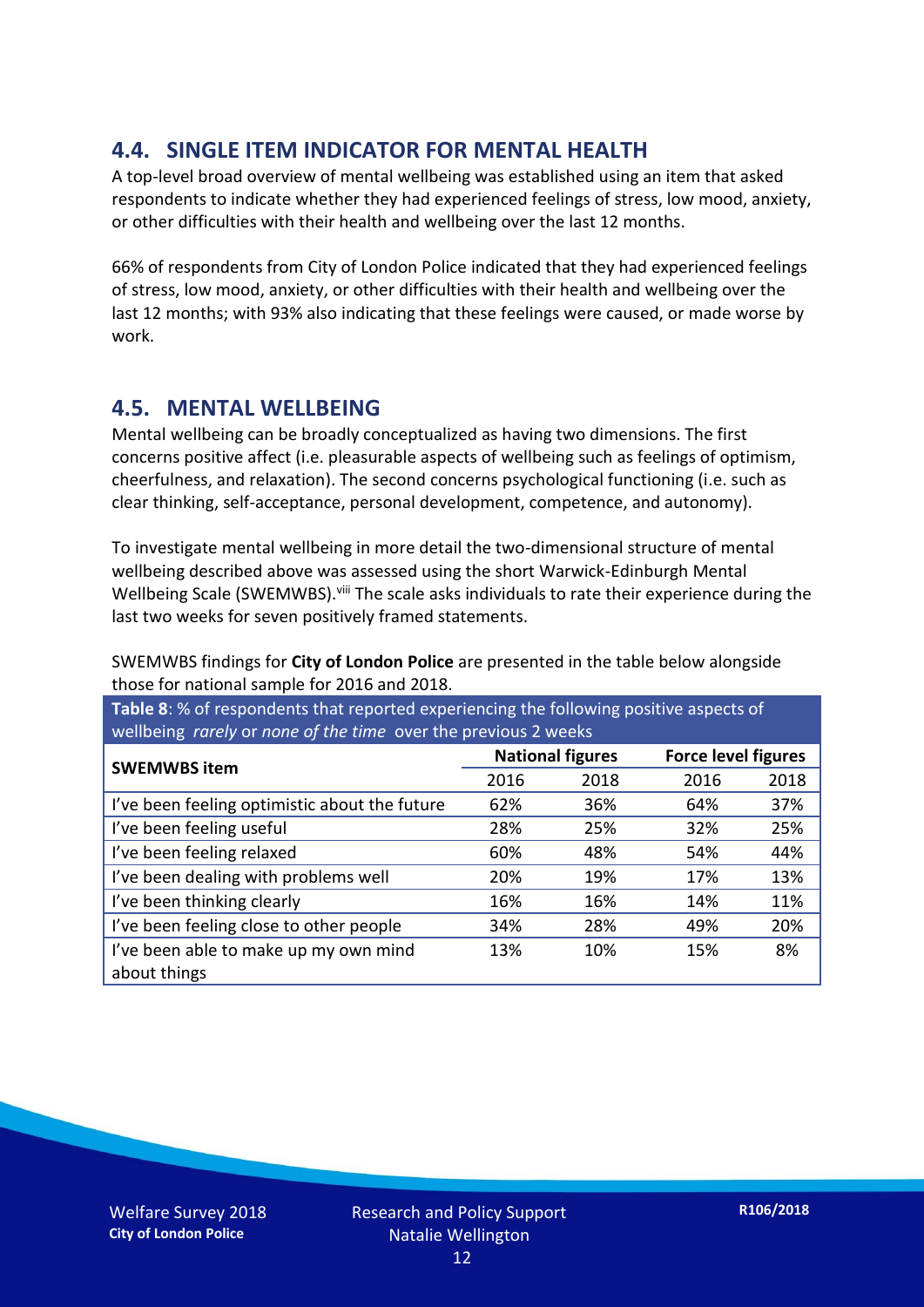## 4.4. SINGLE ITEM INDICATOR FOR MENTAL HEALTH

A top-level broad overview of mental wellbeing was established using an item that asked respondents to indicate whether they had experienced feelings of stress, low mood, anxiety, or other difficulties with their health and wellbeing over the last 12 months.

66% of respondents from City of London Police indicated that they had experienced feelings of stress, low mood, anxiety, or other difficulties with their health and wellbeing over the last 12 months; with 93% also indicating that these feelings were caused, or made worse by work.

## 4.5. MENTAL WELLBEING

Mental wellbeing can be broadly conceptualized as having two dimensions. The first concerns positive affect (i.e. pleasurable aspects of wellbeing such as feelings of optimism, cheerfulness, and relaxation). The second concerns psychological functioning (i.e. such as clear thinking, self-acceptance, personal development, competence, and autonomy).

To investigate mental wellbeing in more detail the two-dimensional structure of mental wellbeing described above was assessed using the short Warwick-Edinburgh Mental Wellbeing Scale (SWEMWBS).[viii] The scale asks individuals to rate their experience during the last two weeks for seven positively framed statements.

SWEMWBS findings for **City of London Police** are presented in the table below alongside those for national sample for 2016 and 2018.

**Table 8**: % of respondents that reported experiencing the following positive aspects of wellbeing *rarely* or *none of the time* over the previous 2 weeks

| SWEMWBS item | National figures | | Force level figures | |
|---|---|---|---|---|
| | 2016 | 2018 | 2016 | 2018 |
| I've been feeling optimistic about the future | 62% | 36% | 64% | 37% |
| I've been feeling useful | 28% | 25% | 32% | 25% |
| I've been feeling relaxed | 60% | 48% | 54% | 44% |
| I've been dealing with problems well | 20% | 19% | 17% | 13% |
| I've been thinking clearly | 16% | 16% | 14% | 11% |
| I've been feeling close to other people | 34% | 28% | 49% | 20% |
| I've been able to make up my own mind about things | 13% | 10% | 15% | 8% |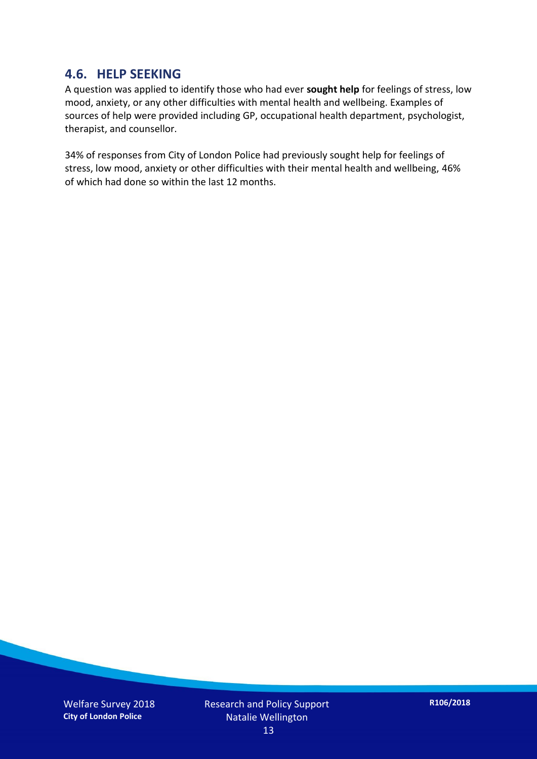## 4.6. HELP SEEKING

A question was applied to identify those who had ever **sought help** for feelings of stress, low mood, anxiety, or any other difficulties with mental health and wellbeing. Examples of sources of help were provided including GP, occupational health department, psychologist, therapist, and counsellor.

34% of responses from City of London Police had previously sought help for feelings of stress, low mood, anxiety or other difficulties with their mental health and wellbeing, 46% of which had done so within the last 12 months.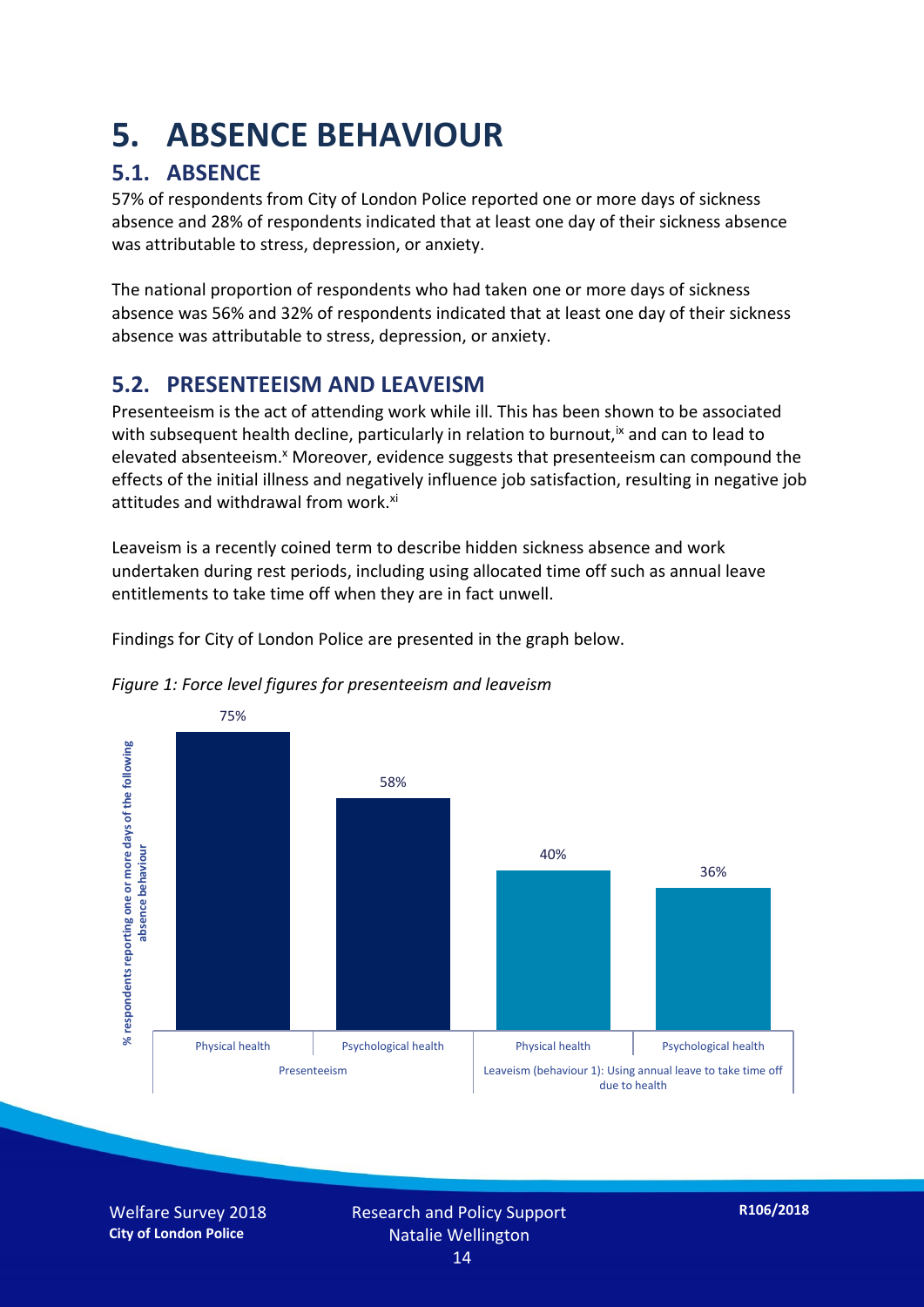# 5. ABSENCE BEHAVIOUR

## 5.1. ABSENCE

57% of respondents from City of London Police reported one or more days of sickness absence and 28% of respondents indicated that at least one day of their sickness absence was attributable to stress, depression, or anxiety.

The national proportion of respondents who had taken one or more days of sickness absence was 56% and 32% of respondents indicated that at least one day of their sickness absence was attributable to stress, depression, or anxiety.

## 5.2. PRESENTEEISM AND LEAVEISM

Presenteeism is the act of attending work while ill. This has been shown to be associated with subsequent health decline, particularly in relation to burnout,[ix] and can to lead to elevated absenteeism.[x] Moreover, evidence suggests that presenteeism can compound the effects of the initial illness and negatively influence job satisfaction, resulting in negative job attitudes and withdrawal from work.[xi]

Leaveism is a recently coined term to describe hidden sickness absence and work undertaken during rest periods, including using allocated time off such as annual leave entitlements to take time off when they are in fact unwell.

Findings for City of London Police are presented in the graph below.

*Figure 1: Force level figures for presenteeism and leaveism*

| % respondents reporting one or more days of the following absence behaviour | Physical health | Psychological health |
|---|---|---|
| Presenteeism | 75% | 58% |
| Leaveism (behaviour 1): Using annual leave to take time off due to health | 40% | 36% |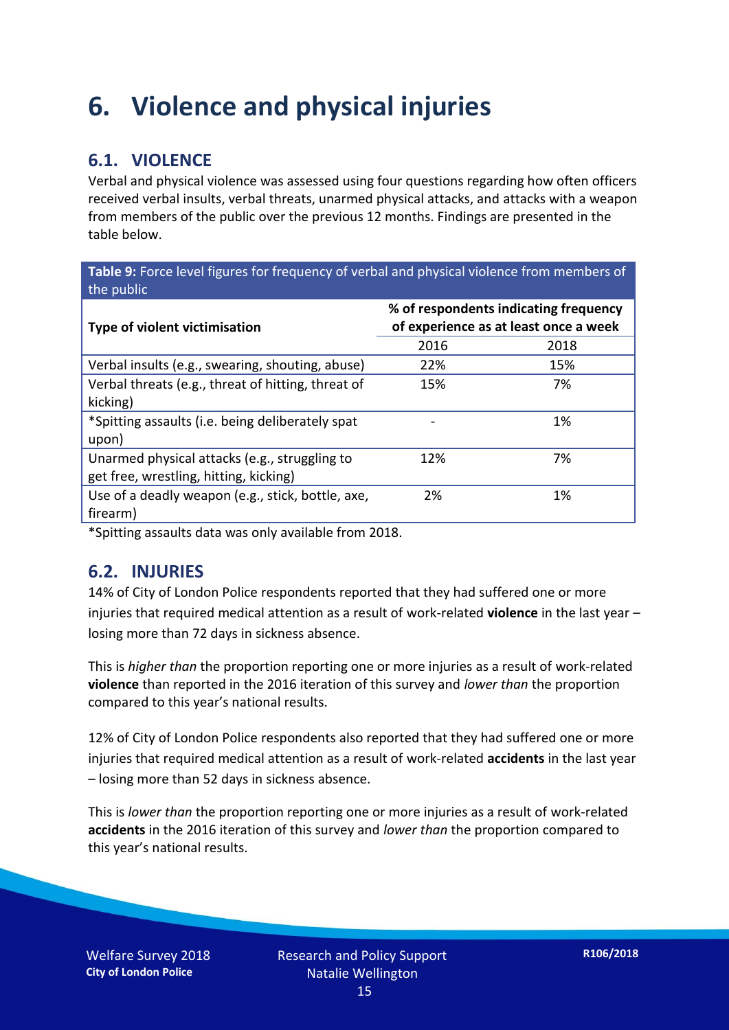# 6. Violence and physical injuries

## 6.1. VIOLENCE

Verbal and physical violence was assessed using four questions regarding how often officers received verbal insults, verbal threats, unarmed physical attacks, and attacks with a weapon from members of the public over the previous 12 months. Findings are presented in the table below.

**Table 9:** Force level figures for frequency of verbal and physical violence from members of the public

| Type of violent victimisation | % of respondents indicating frequency of experience as at least once a week | |
|---|---|---|
| | 2016 | 2018 |
| Verbal insults (e.g., swearing, shouting, abuse) | 22% | 15% |
| Verbal threats (e.g., threat of hitting, threat of kicking) | 15% | 7% |
| *Spitting assaults (i.e. being deliberately spat upon) | - | 1% |
| Unarmed physical attacks (e.g., struggling to get free, wrestling, hitting, kicking) | 12% | 7% |
| Use of a deadly weapon (e.g., stick, bottle, axe, firearm) | 2% | 1% |

*Spitting assaults data was only available from 2018.

## 6.2. INJURIES

14% of City of London Police respondents reported that they had suffered one or more injuries that required medical attention as a result of work-related **violence** in the last year – losing more than 72 days in sickness absence.

This is *higher than* the proportion reporting one or more injuries as a result of work-related **violence** than reported in the 2016 iteration of this survey and *lower than* the proportion compared to this year's national results.

12% of City of London Police respondents also reported that they had suffered one or more injuries that required medical attention as a result of work-related **accidents** in the last year – losing more than 52 days in sickness absence.

This is *lower than* the proportion reporting one or more injuries as a result of work-related **accidents** in the 2016 iteration of this survey and *lower than* the proportion compared to this year's national results.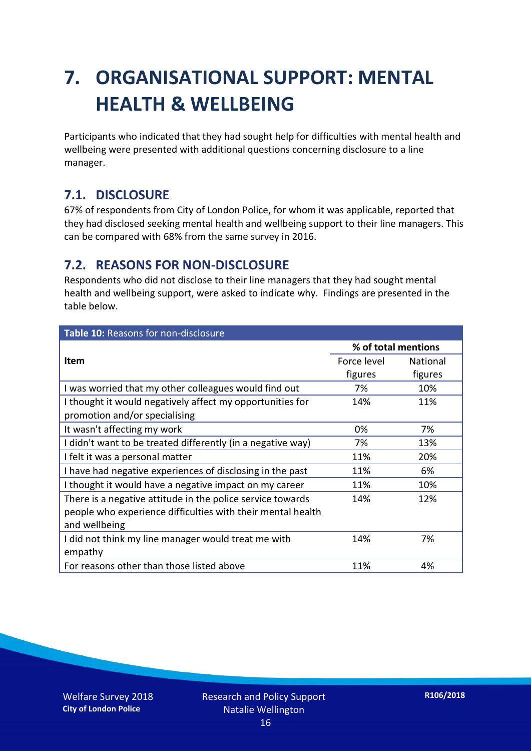# 7. ORGANISATIONAL SUPPORT: MENTAL HEALTH & WELLBEING

Participants who indicated that they had sought help for difficulties with mental health and wellbeing were presented with additional questions concerning disclosure to a line manager.

## 7.1. DISCLOSURE

67% of respondents from City of London Police, for whom it was applicable, reported that they had disclosed seeking mental health and wellbeing support to their line managers. This can be compared with 68% from the same survey in 2016.

## 7.2. REASONS FOR NON-DISCLOSURE

Respondents who did not disclose to their line managers that they had sought mental health and wellbeing support, were asked to indicate why. Findings are presented in the table below.

**Table 10:** Reasons for non-disclosure

| Item | % of total mentions | |
|---|---|---|
| | Force level figures | National figures |
| I was worried that my other colleagues would find out | 7% | 10% |
| I thought it would negatively affect my opportunities for promotion and/or specialising | 14% | 11% |
| It wasn't affecting my work | 0% | 7% |
| I didn't want to be treated differently (in a negative way) | 7% | 13% |
| I felt it was a personal matter | 11% | 20% |
| I have had negative experiences of disclosing in the past | 11% | 6% |
| I thought it would have a negative impact on my career | 11% | 10% |
| There is a negative attitude in the police service towards people who experience difficulties with their mental health and wellbeing | 14% | 12% |
| I did not think my line manager would treat me with empathy | 14% | 7% |
| For reasons other than those listed above | 11% | 4% |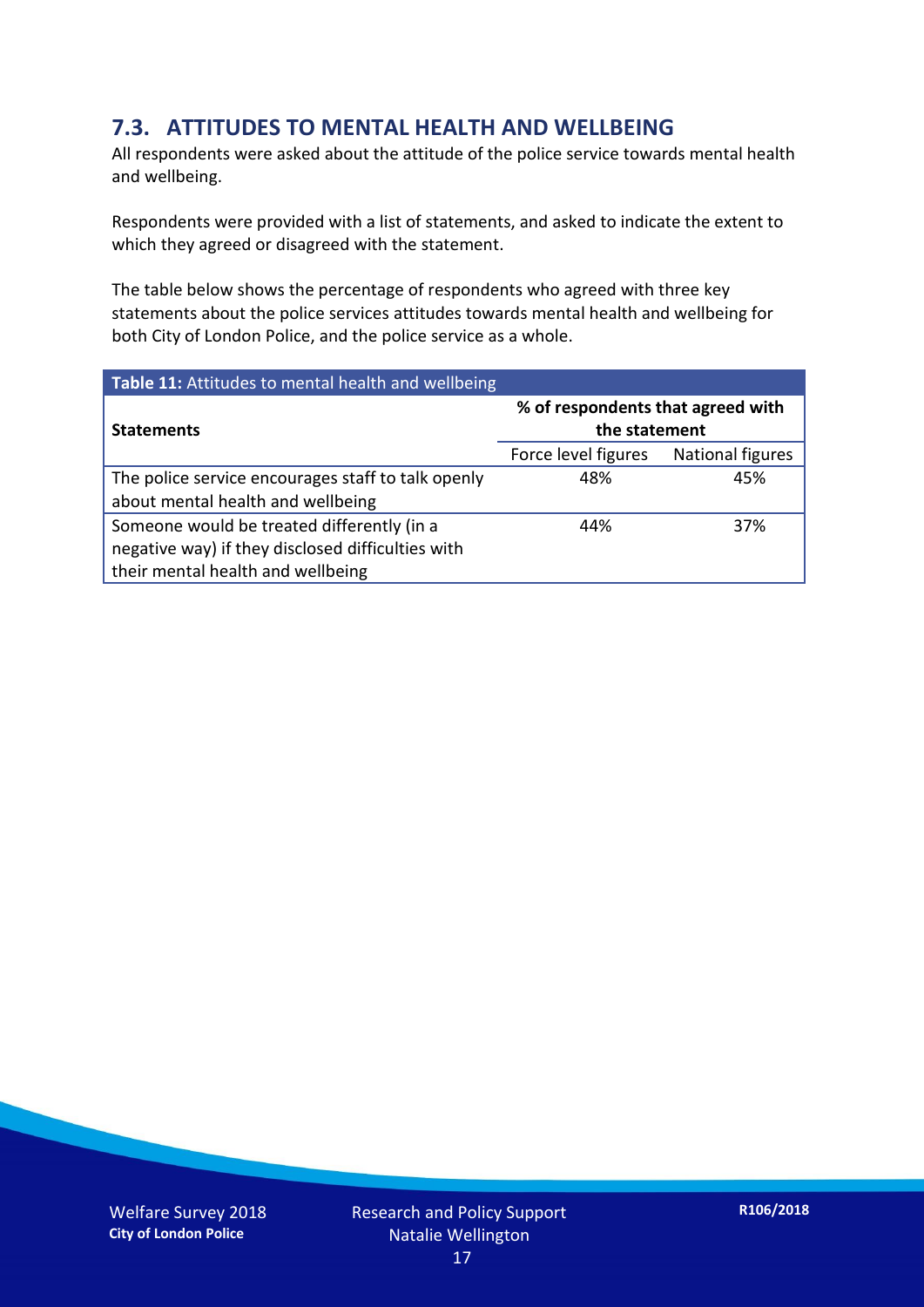## 7.3. ATTITUDES TO MENTAL HEALTH AND WELLBEING

All respondents were asked about the attitude of the police service towards mental health and wellbeing.

Respondents were provided with a list of statements, and asked to indicate the extent to which they agreed or disagreed with the statement.

The table below shows the percentage of respondents who agreed with three key statements about the police services attitudes towards mental health and wellbeing for both City of London Police, and the police service as a whole.

**Table 11:** Attitudes to mental health and wellbeing

| **Statements** | **% of respondents that agreed with the statement** | |
|---|---|---|
| | Force level figures | National figures |
| The police service encourages staff to talk openly about mental health and wellbeing | 48% | 45% |
| Someone would be treated differently (in a negative way) if they disclosed difficulties with their mental health and wellbeing | 44% | 37% |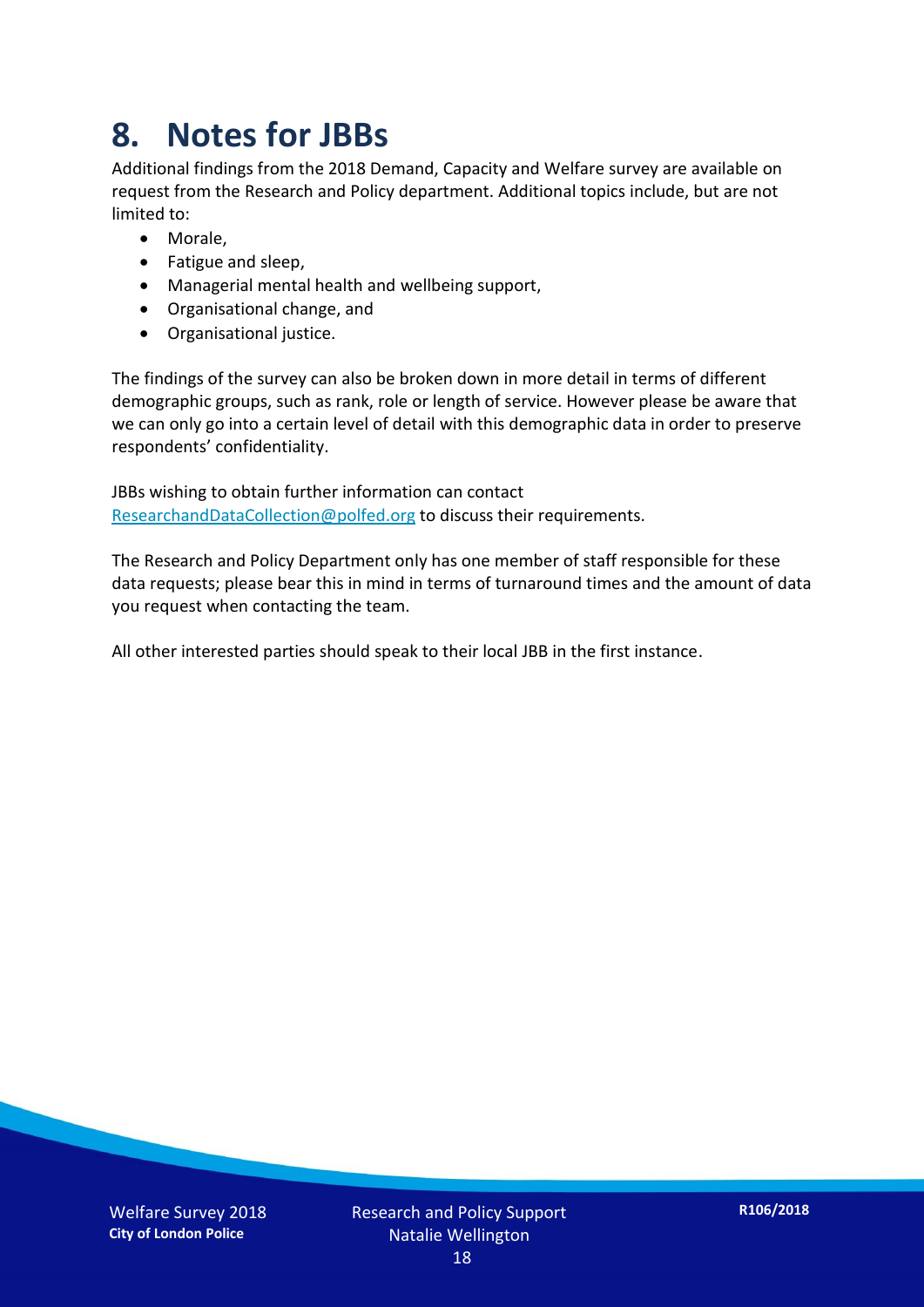# 8. Notes for JBBs

Additional findings from the 2018 Demand, Capacity and Welfare survey are available on request from the Research and Policy department. Additional topics include, but are not limited to:

- Morale,
- Fatigue and sleep,
- Managerial mental health and wellbeing support,
- Organisational change, and
- Organisational justice.

The findings of the survey can also be broken down in more detail in terms of different demographic groups, such as rank, role or length of service. However please be aware that we can only go into a certain level of detail with this demographic data in order to preserve respondents' confidentiality.

JBBs wishing to obtain further information can contact ResearchandDataCollection@polfed.org to discuss their requirements.

The Research and Policy Department only has one member of staff responsible for these data requests; please bear this in mind in terms of turnaround times and the amount of data you request when contacting the team.

All other interested parties should speak to their local JBB in the first instance.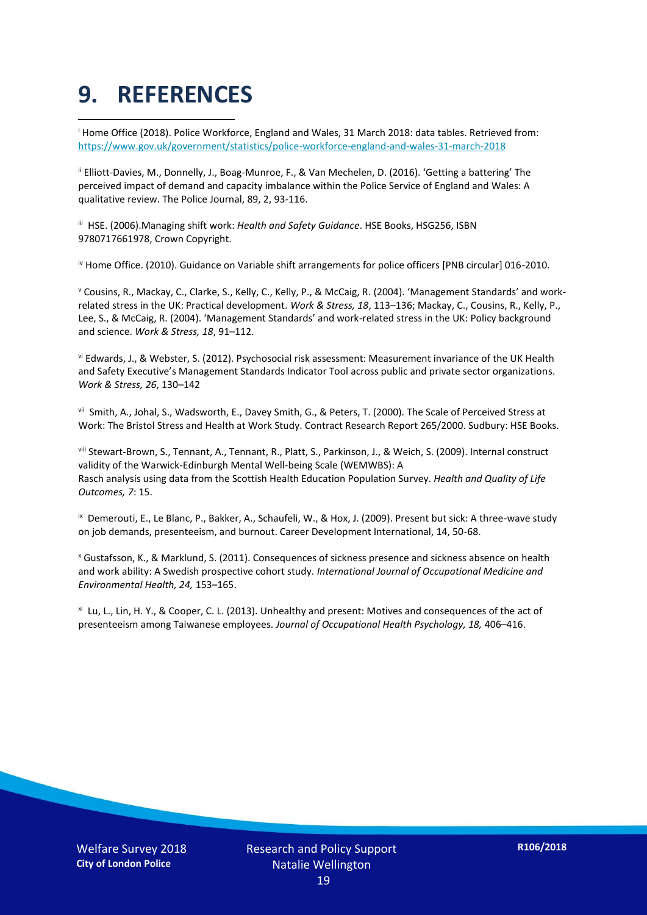# 9. REFERENCES

[i] Home Office (2018). Police Workforce, England and Wales, 31 March 2018: data tables. Retrieved from: https://www.gov.uk/government/statistics/police-workforce-england-and-wales-31-march-2018

[ii] Elliott-Davies, M., Donnelly, J., Boag-Munroe, F., & Van Mechelen, D. (2016). 'Getting a battering' The perceived impact of demand and capacity imbalance within the Police Service of England and Wales: A qualitative review. The Police Journal, 89, 2, 93-116.

[iii] HSE. (2006).Managing shift work: *Health and Safety Guidance*. HSE Books, HSG256, ISBN 9780717661978, Crown Copyright.

[iv] Home Office. (2010). Guidance on Variable shift arrangements for police officers [PNB circular] 016-2010.

[v] Cousins, R., Mackay, C., Clarke, S., Kelly, C., Kelly, P., & McCaig, R. (2004). 'Management Standards' and work-related stress in the UK: Practical development. *Work & Stress, 18*, 113–136; Mackay, C., Cousins, R., Kelly, P., Lee, S., & McCaig, R. (2004). 'Management Standards' and work-related stress in the UK: Policy background and science. *Work & Stress, 18*, 91–112.

[vi] Edwards, J., & Webster, S. (2012). Psychosocial risk assessment: Measurement invariance of the UK Health and Safety Executive's Management Standards Indicator Tool across public and private sector organizations. *Work & Stress, 26*, 130–142

[vii] Smith, A., Johal, S., Wadsworth, E., Davey Smith, G., & Peters, T. (2000). The Scale of Perceived Stress at Work: The Bristol Stress and Health at Work Study. Contract Research Report 265/2000. Sudbury: HSE Books.

[viii] Stewart-Brown, S., Tennant, A., Tennant, R., Platt, S., Parkinson, J., & Weich, S. (2009). Internal construct validity of the Warwick-Edinburgh Mental Well-being Scale (WEMWBS): A Rasch analysis using data from the Scottish Health Education Population Survey. *Health and Quality of Life Outcomes, 7*: 15.

[ix] Demerouti, E., Le Blanc, P., Bakker, A., Schaufeli, W., & Hox, J. (2009). Present but sick: A three-wave study on job demands, presenteeism, and burnout. Career Development International, 14, 50-68.

[x] Gustafsson, K., & Marklund, S. (2011). Consequences of sickness presence and sickness absence on health and work ability: A Swedish prospective cohort study. *International Journal of Occupational Medicine and Environmental Health, 24,* 153–165.

[xi] Lu, L., Lin, H. Y., & Cooper, C. L. (2013). Unhealthy and present: Motives and consequences of the act of presenteeism among Taiwanese employees. *Journal of Occupational Health Psychology, 18,* 406–416.